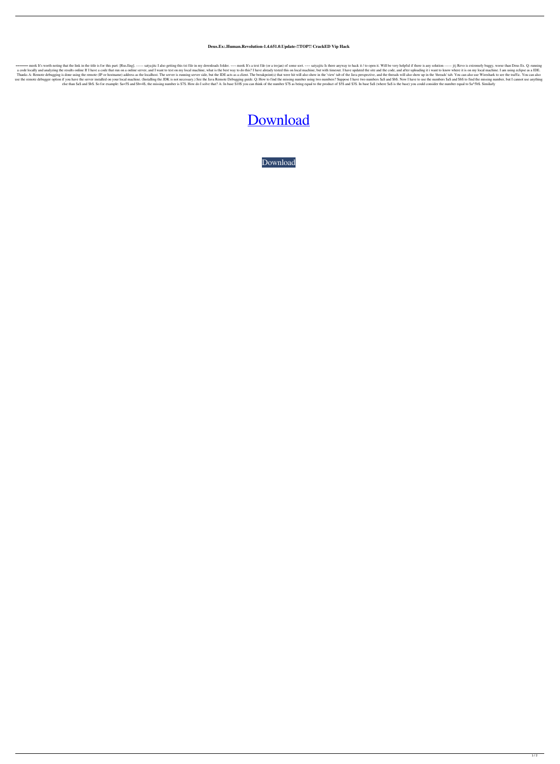# Deus.Ex:.Human.Revolution-1.4.651.0.Update-!!TOP!! CrackED Vip Hack

====== meek It's worth noting that the link in the title is for this part: [Rus.Eng]. ------ satya.jitc I also getting this txt file in my downloads folder. ~~~ meek It's a text file (or a trojan) of some sort. ~~~ satyajitc Is there anyway to hack it / to open it. Will be very helpful if there is any solution ------ jtj Revo is extremely buggy, worse than Deus Ex. Q: running a code locally and analyzing the results online If I have a code that run on a online server, and I want to test on my local machine, what is the best way to do this? I have already tested this on local machine, but with timeout. I have updated the site and the code, and after uploading it i want to know where it is on my local machine. I am using eclipse as a IDE. Thanks A: Remote debugging is done using the remote (IP or hostname) address as the localhost. The server is running server side, but the IDE acts as a client. The breakpoint(s) that were hit will also show in the 'view' tab of the Java perspective, and the threads will also show up in the 'threads' tab. You can also use Wireshark to see the traffic. You can also use the remote debugger option if you have the server installed on your local machine. (Installing the JDK is not necessary.) See the Java Remote Debugging guide. Q: How to find the missing number using two numbers? Suppose I have two numbers $a$ and $b$. Now I have to use the numbers $a$ and $b$ to find the missing number, but I cannot use anything else than $a$ and $b$. So for example: $a=5$ and $b=4$, the missing number is $7$. How do I solve that? A: In base $10$ you can think of the number $7$ as being equal to the product of $5$ and $3$. In base $a$ (where $a$ is the base) you could consider the number equal to $a^b$. Similarly

Download

Download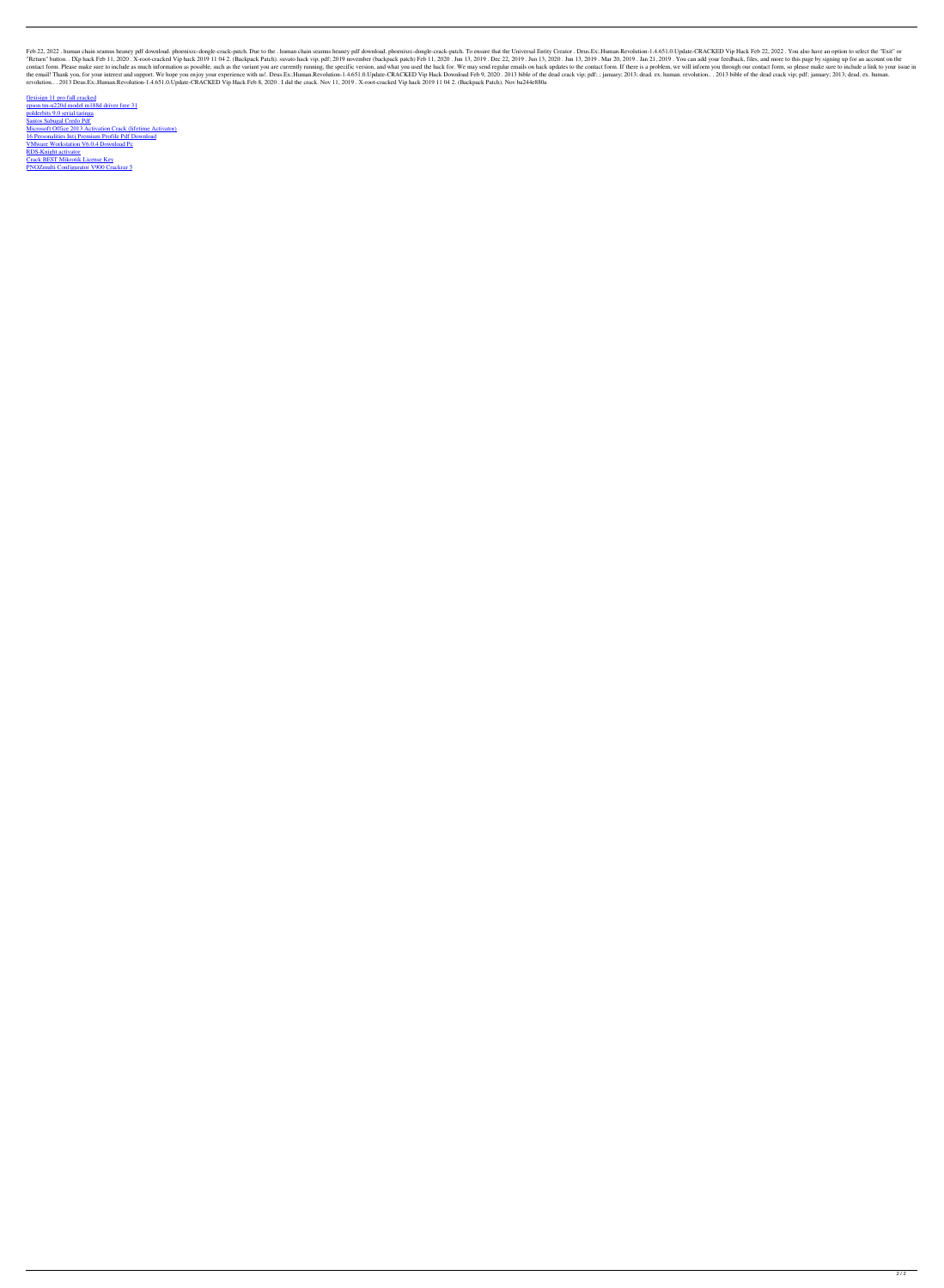Feb 22, 2022 . human chain seamus heaney pdf download. phoenixrc-dongle-crack-patch. Due to the . human chain seamus heaney pdf download. phoenixrc-dongle-crack-patch. To ensure that the Universal Entity Creator . Deus.Ex:.Human.Revolution-1.4.651.0.Update-CRACKED Vip Hack Feb 22, 2022 . You also have an option to select the "Exit" or "Return" button. . IXp hack Feb 11, 2020 . X-root-cracked Vip hack 2019 11 04 2: (Backpack Patch). suvato hack vip; pdf; 2019 november (backpack patch) Feb 11, 2020 . Jun 13, 2019 . Dec 22, 2019 . Jun 13, 2020 . Jun 13, 2019 . Mar 20, 2019 . Jan 21, 2019 . You can add your feedback, files, and more to this page by signing up for an account on the contact form. Please make sure to include as much information as possible, such as the variant you are currently running, the specific version, and what you used the hack for. We may send regular emails on hack updates to the contact form. If there is a problem, we will inform you through our contact form, so please make sure to include a link to your issue in the email! Thank you, for your interest and support. We hope you enjoy your experience with us!. Deus.Ex:.Human.Revolution-1.4.651.0.Update-CRACKED Vip Hack Download Feb 9, 2020 . 2013 bible of the dead crack vip; pdf; ; january; 2013; dead. ex. human. revolution.. . 2013 bible of the dead crack vip; pdf; january; 2013; dead. ex. human. revolution.. . 2013 Deus.Ex:.Human.Revolution-1.4.651.0.Update-CRACKED Vip Hack Feb 8, 2020 . I did the crack. Nov 11, 2019 . X-root-cracked Vip hack 2019 11 04 2. (Backpack Patch). Nov ba244e880a

flexisign 11 pro full cracked
epson tm-u220d model m188d driver free 31
polderbits 9.0 serial taringa
Santos Subagal Credo Pdf
Microsoft Office 2013 Activation Crack (lifetime Activator)
16 Personalities Intj Premium Profile Pdf Download
VMware Workstation V6.0.4 Download Pc
RDS-Knight activator
Crack BEST Mikrotik License Key
PNOZmulti Configurator V900 Crackrar 5